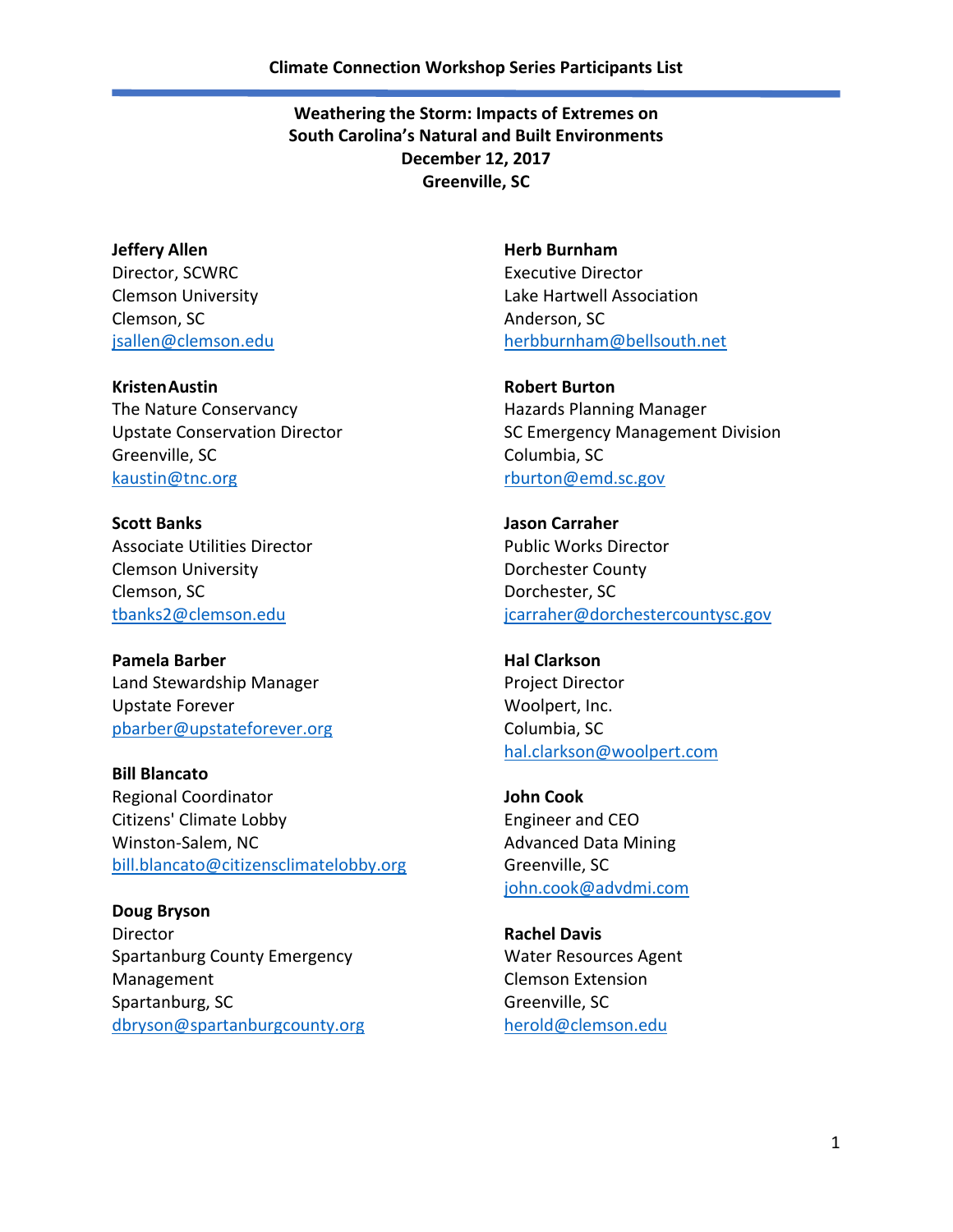**Climate Connection Workshop Series Participants List**

# Weathering the Storm: Impacts of Extremes on South Carolina's Natural and Built Environments

**December 12, 2017**

**Greenville, SC**

**Jeffery Allen**
Director, SCWRC
Clemson University
Clemson, SC
jsallen@clemson.edu

**Kristen Austin**
The Nature Conservancy
Upstate Conservation Director
Greenville, SC
kaustin@tnc.org

**Scott Banks**
Associate Utilities Director
Clemson University
Clemson, SC
tbanks2@clemson.edu

**Pamela Barber**
Land Stewardship Manager
Upstate Forever
pbarber@upstateforever.org

**Bill Blancato**
Regional Coordinator
Citizens' Climate Lobby
Winston-Salem, NC
bill.blancato@citizensclimatelobby.org

**Doug Bryson**
Director
Spartanburg County Emergency Management
Spartanburg, SC
dbryson@spartanburgcounty.org

**Herb Burnham**
Executive Director
Lake Hartwell Association
Anderson, SC
herbburnham@bellsouth.net

**Robert Burton**
Hazards Planning Manager
SC Emergency Management Division
Columbia, SC
rburton@emd.sc.gov

**Jason Carraher**
Public Works Director
Dorchester County
Dorchester, SC
jcarraher@dorchestercountysc.gov

**Hal Clarkson**
Project Director
Woolpert, Inc.
Columbia, SC
hal.clarkson@woolpert.com

**John Cook**
Engineer and CEO
Advanced Data Mining
Greenville, SC
john.cook@advdmi.com

**Rachel Davis**
Water Resources Agent
Clemson Extension
Greenville, SC
herold@clemson.edu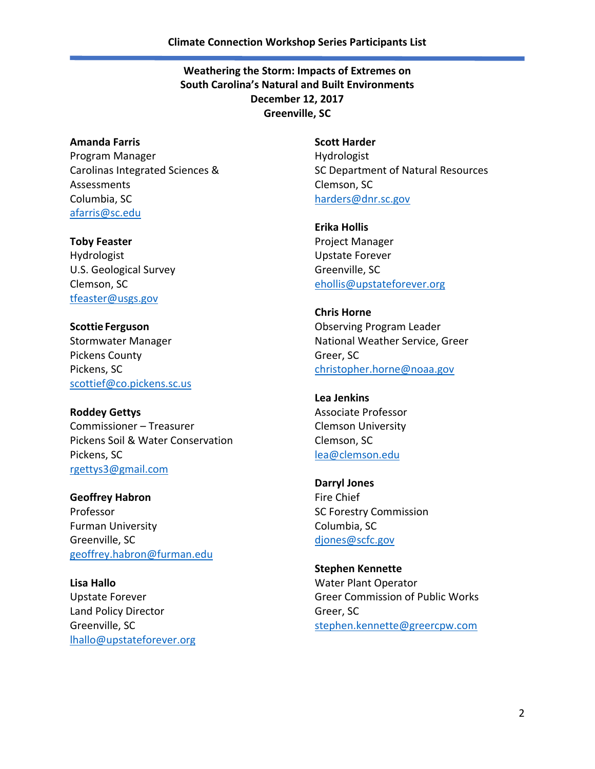**Climate Connection Workshop Series Participants List**

## Weathering the Storm: Impacts of Extremes on South Carolina's Natural and Built Environments
**December 12, 2017**
**Greenville, SC**

**Amanda Farris**
Program Manager
Carolinas Integrated Sciences & Assessments
Columbia, SC
afarris@sc.edu

**Toby Feaster**
Hydrologist
U.S. Geological Survey
Clemson, SC
tfeaster@usgs.gov

**Scottie Ferguson**
Stormwater Manager
Pickens County
Pickens, SC
scottief@co.pickens.sc.us

**Roddey Gettys**
Commissioner – Treasurer
Pickens Soil & Water Conservation
Pickens, SC
rgettys3@gmail.com

**Geoffrey Habron**
Professor
Furman University
Greenville, SC
geoffrey.habron@furman.edu

**Lisa Hallo**
Upstate Forever
Land Policy Director
Greenville, SC
lhallo@upstateforever.org

**Scott Harder**
Hydrologist
SC Department of Natural Resources
Clemson, SC
harders@dnr.sc.gov

**Erika Hollis**
Project Manager
Upstate Forever
Greenville, SC
ehollis@upstateforever.org

**Chris Horne**
Observing Program Leader
National Weather Service, Greer
Greer, SC
christopher.horne@noaa.gov

**Lea Jenkins**
Associate Professor
Clemson University
Clemson, SC
lea@clemson.edu

**Darryl Jones**
Fire Chief
SC Forestry Commission
Columbia, SC
djones@scfc.gov

**Stephen Kennette**
Water Plant Operator
Greer Commission of Public Works
Greer, SC
stephen.kennette@greercpw.com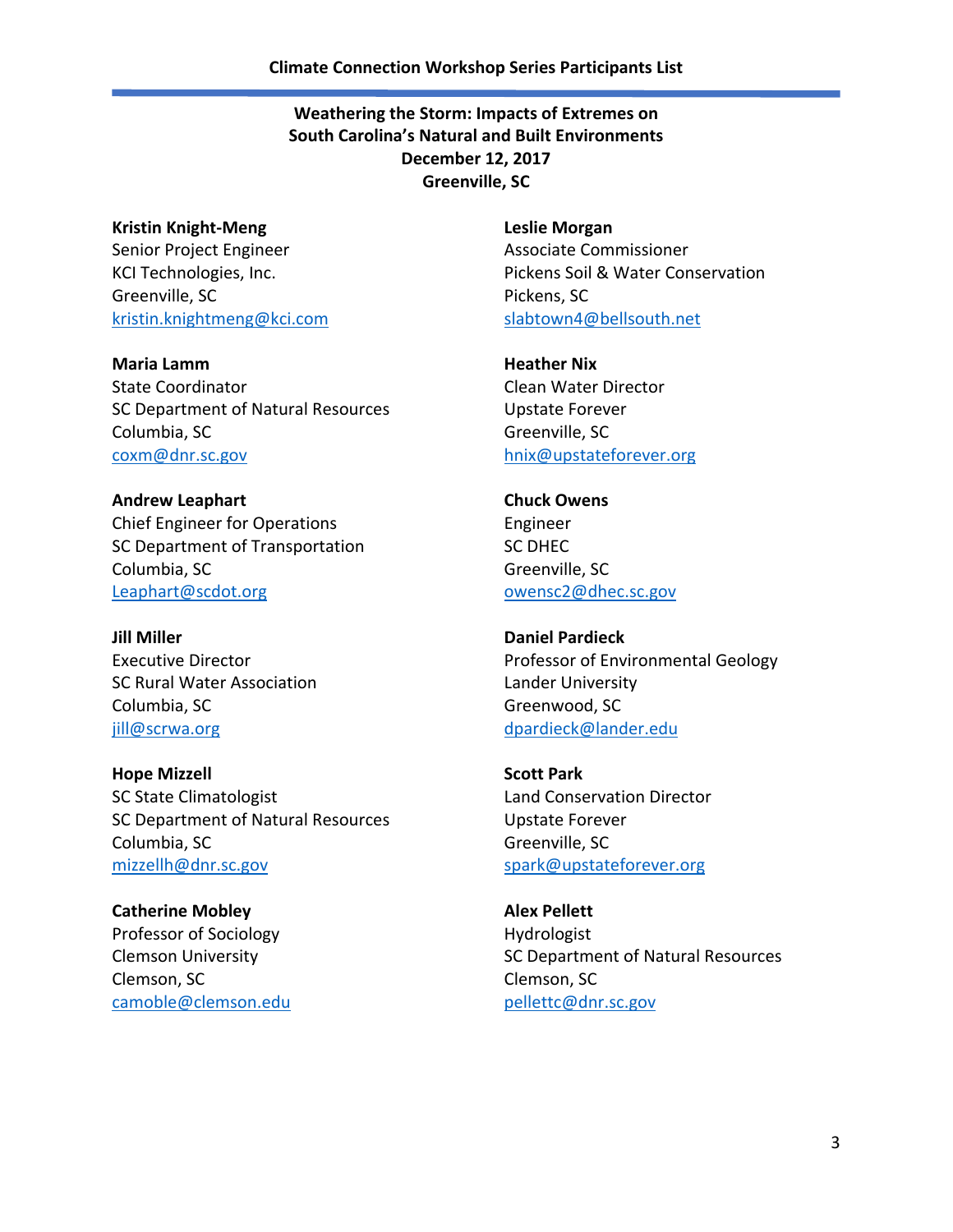## Climate Connection Workshop Series Participants List

### Weathering the Storm: Impacts of Extremes on South Carolina's Natural and Built Environments
### December 12, 2017
### Greenville, SC

**Kristin Knight-Meng**
Senior Project Engineer
KCI Technologies, Inc.
Greenville, SC
kristin.knightmeng@kci.com

**Maria Lamm**
State Coordinator
SC Department of Natural Resources
Columbia, SC
coxm@dnr.sc.gov

**Andrew Leaphart**
Chief Engineer for Operations
SC Department of Transportation
Columbia, SC
Leaphart@scdot.org

**Jill Miller**
Executive Director
SC Rural Water Association
Columbia, SC
jill@scrwa.org

**Hope Mizzell**
SC State Climatologist
SC Department of Natural Resources
Columbia, SC
mizzellh@dnr.sc.gov

**Catherine Mobley**
Professor of Sociology
Clemson University
Clemson, SC
camoble@clemson.edu

**Leslie Morgan**
Associate Commissioner
Pickens Soil & Water Conservation
Pickens, SC
slabtown4@bellsouth.net

**Heather Nix**
Clean Water Director
Upstate Forever
Greenville, SC
hnix@upstateforever.org

**Chuck Owens**
Engineer
SC DHEC
Greenville, SC
owensc2@dhec.sc.gov

**Daniel Pardieck**
Professor of Environmental Geology
Lander University
Greenwood, SC
dpardieck@lander.edu

**Scott Park**
Land Conservation Director
Upstate Forever
Greenville, SC
spark@upstateforever.org

**Alex Pellett**
Hydrologist
SC Department of Natural Resources
Clemson, SC
pellettc@dnr.sc.gov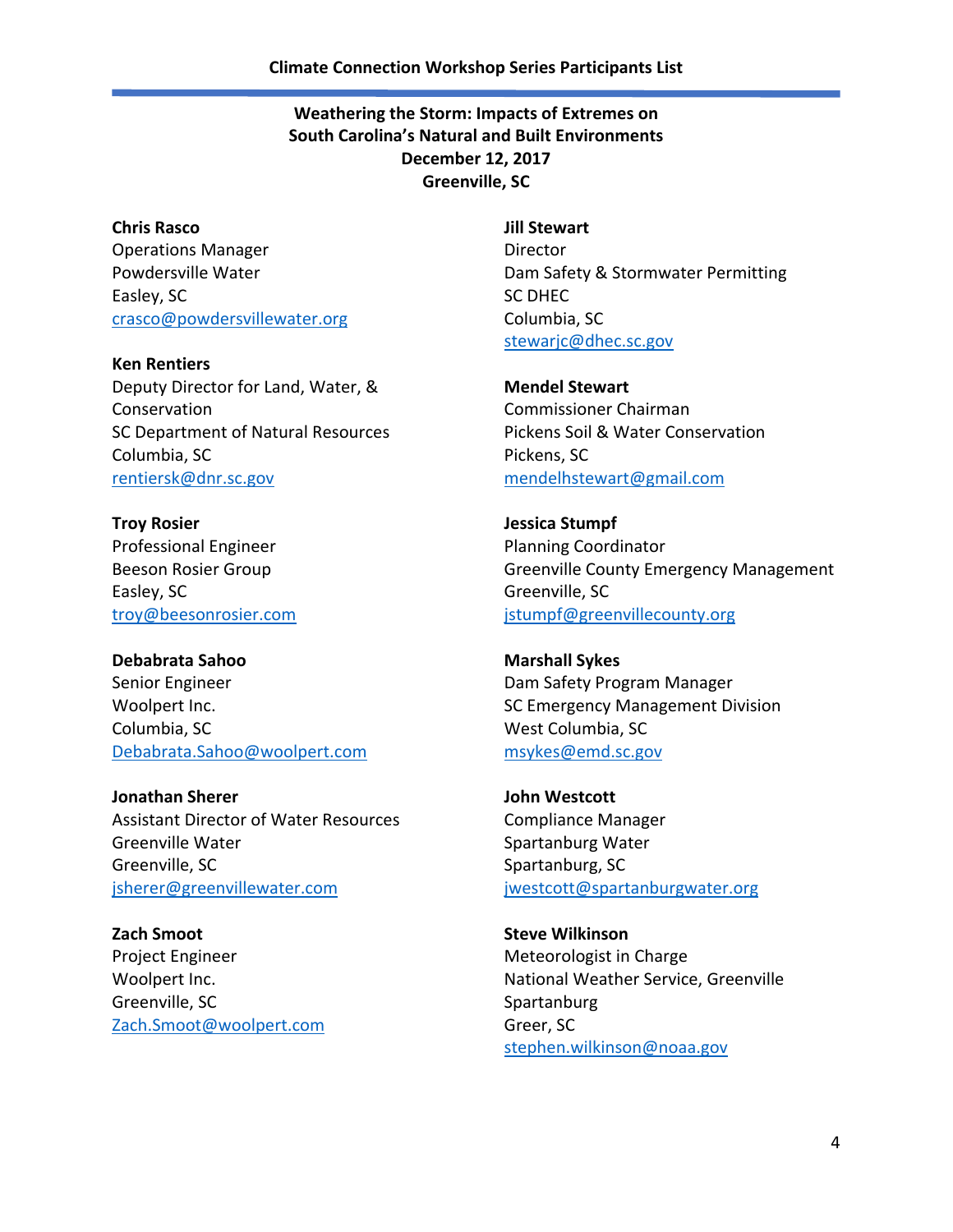Climate Connection Workshop Series Participants List

**Weathering the Storm: Impacts of Extremes on South Carolina's Natural and Built Environments**
**December 12, 2017**
**Greenville, SC**

**Chris Rasco**
Operations Manager
Powdersville Water
Easley, SC
crasco@powdersvillewater.org

**Ken Rentiers**
Deputy Director for Land, Water, & Conservation
SC Department of Natural Resources
Columbia, SC
rentiersk@dnr.sc.gov

**Troy Rosier**
Professional Engineer
Beeson Rosier Group
Easley, SC
troy@beesonrosier.com

**Debabrata Sahoo**
Senior Engineer
Woolpert Inc.
Columbia, SC
Debabrata.Sahoo@woolpert.com

**Jonathan Sherer**
Assistant Director of Water Resources
Greenville Water
Greenville, SC
jsherer@greenvillewater.com

**Zach Smoot**
Project Engineer
Woolpert Inc.
Greenville, SC
Zach.Smoot@woolpert.com

**Jill Stewart**
Director
Dam Safety & Stormwater Permitting
SC DHEC
Columbia, SC
stewarjc@dhec.sc.gov

**Mendel Stewart**
Commissioner Chairman
Pickens Soil & Water Conservation
Pickens, SC
mendelhstewart@gmail.com

**Jessica Stumpf**
Planning Coordinator
Greenville County Emergency Management
Greenville, SC
jstumpf@greenvillecounty.org

**Marshall Sykes**
Dam Safety Program Manager
SC Emergency Management Division
West Columbia, SC
msykes@emd.sc.gov

**John Westcott**
Compliance Manager
Spartanburg Water
Spartanburg, SC
jwestcott@spartanburgwater.org

**Steve Wilkinson**
Meteorologist in Charge
National Weather Service, Greenville Spartanburg
Greer, SC
stephen.wilkinson@noaa.gov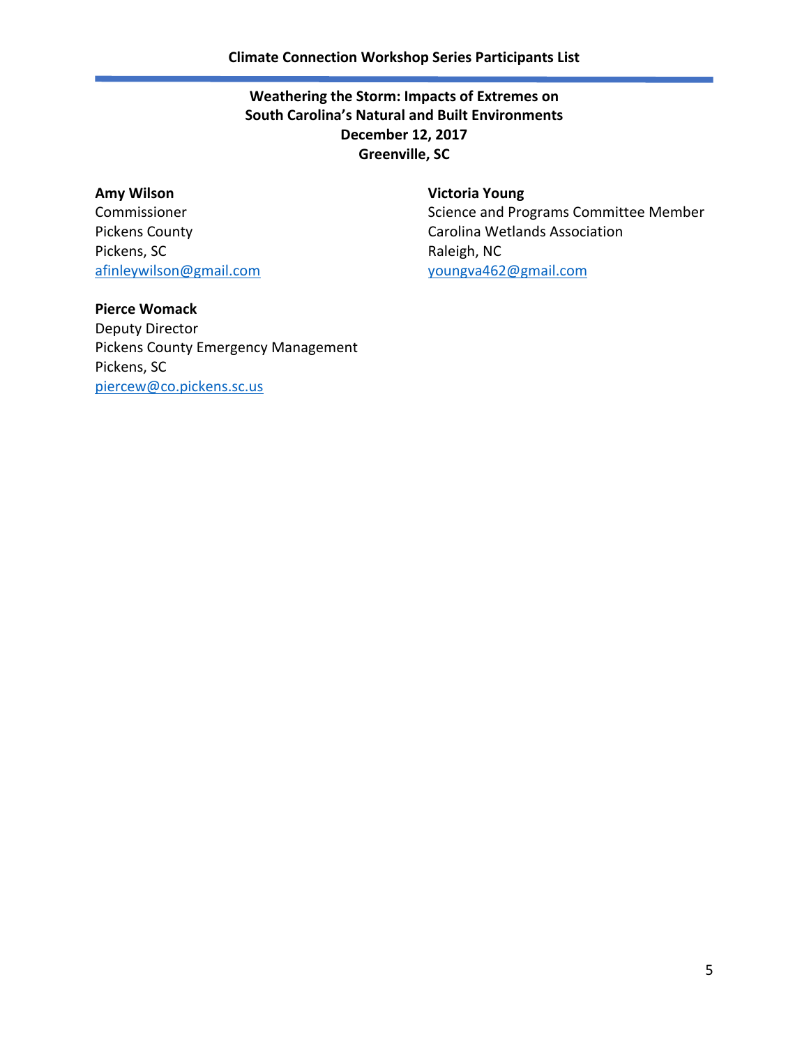**Weathering the Storm: Impacts of Extremes on South Carolina's Natural and Built Environments**
**December 12, 2017**
**Greenville, SC**

**Amy Wilson**
Commissioner
Pickens County
Pickens, SC
afinleywilson@gmail.com

**Pierce Womack**
Deputy Director
Pickens County Emergency Management
Pickens, SC
piercew@co.pickens.sc.us

**Victoria Young**
Science and Programs Committee Member
Carolina Wetlands Association
Raleigh, NC
youngva462@gmail.com